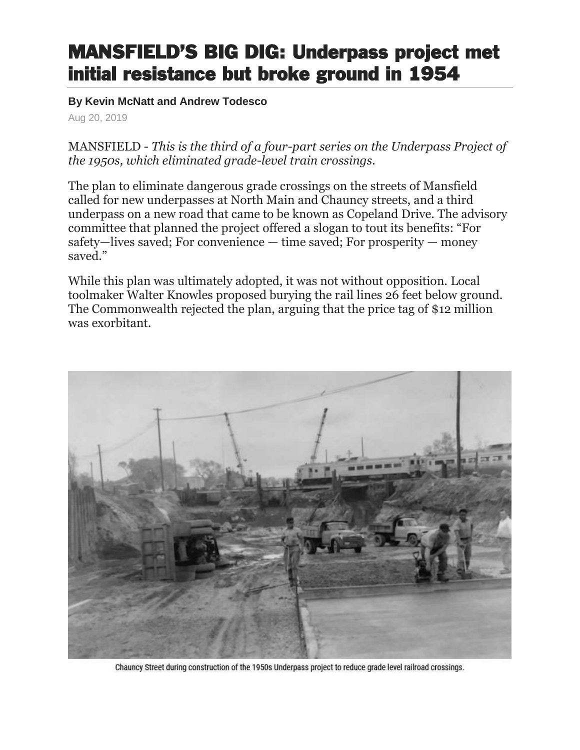# MANSFIELD'S BIG DIG: Underpass project met initial resistance but broke ground in 1954

**By Kevin McNatt and Andrew Todesco**

Aug 20, 2019

MANSFIELD - *This is the third of a four-part series on the Underpass Project of the 1950s, which eliminated grade-level train crossings.*

The plan to eliminate dangerous grade crossings on the streets of Mansfield called for new underpasses at North Main and Chauncy streets, and a third underpass on a new road that came to be known as Copeland Drive. The advisory committee that planned the project offered a slogan to tout its benefits: "For safety—lives saved; For convenience — time saved; For prosperity — money saved."

While this plan was ultimately adopted, it was not without opposition. Local toolmaker Walter Knowles proposed burying the rail lines 26 feet below ground. The Commonwealth rejected the plan, arguing that the price tag of $12 million was exorbitant.

Chauncy Street during construction of the 1950s Underpass project to reduce grade level railroad crossings.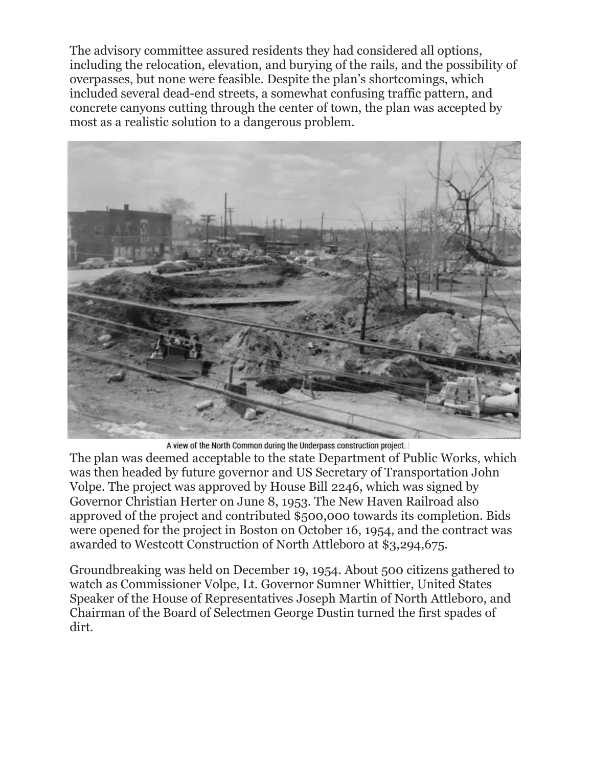The advisory committee assured residents they had considered all options, including the relocation, elevation, and burying of the rails, and the possibility of overpasses, but none were feasible. Despite the plan's shortcomings, which included several dead-end streets, a somewhat confusing traffic pattern, and concrete canyons cutting through the center of town, the plan was accepted by most as a realistic solution to a dangerous problem.

A view of the North Common during the Underpass construction project.

The plan was deemed acceptable to the state Department of Public Works, which was then headed by future governor and US Secretary of Transportation John Volpe. The project was approved by House Bill 2246, which was signed by Governor Christian Herter on June 8, 1953. The New Haven Railroad also approved of the project and contributed $500,000 towards its completion. Bids were opened for the project in Boston on October 16, 1954, and the contract was awarded to Westcott Construction of North Attleboro at $3,294,675.

Groundbreaking was held on December 19, 1954. About 500 citizens gathered to watch as Commissioner Volpe, Lt. Governor Sumner Whittier, United States Speaker of the House of Representatives Joseph Martin of North Attleboro, and Chairman of the Board of Selectmen George Dustin turned the first spades of dirt.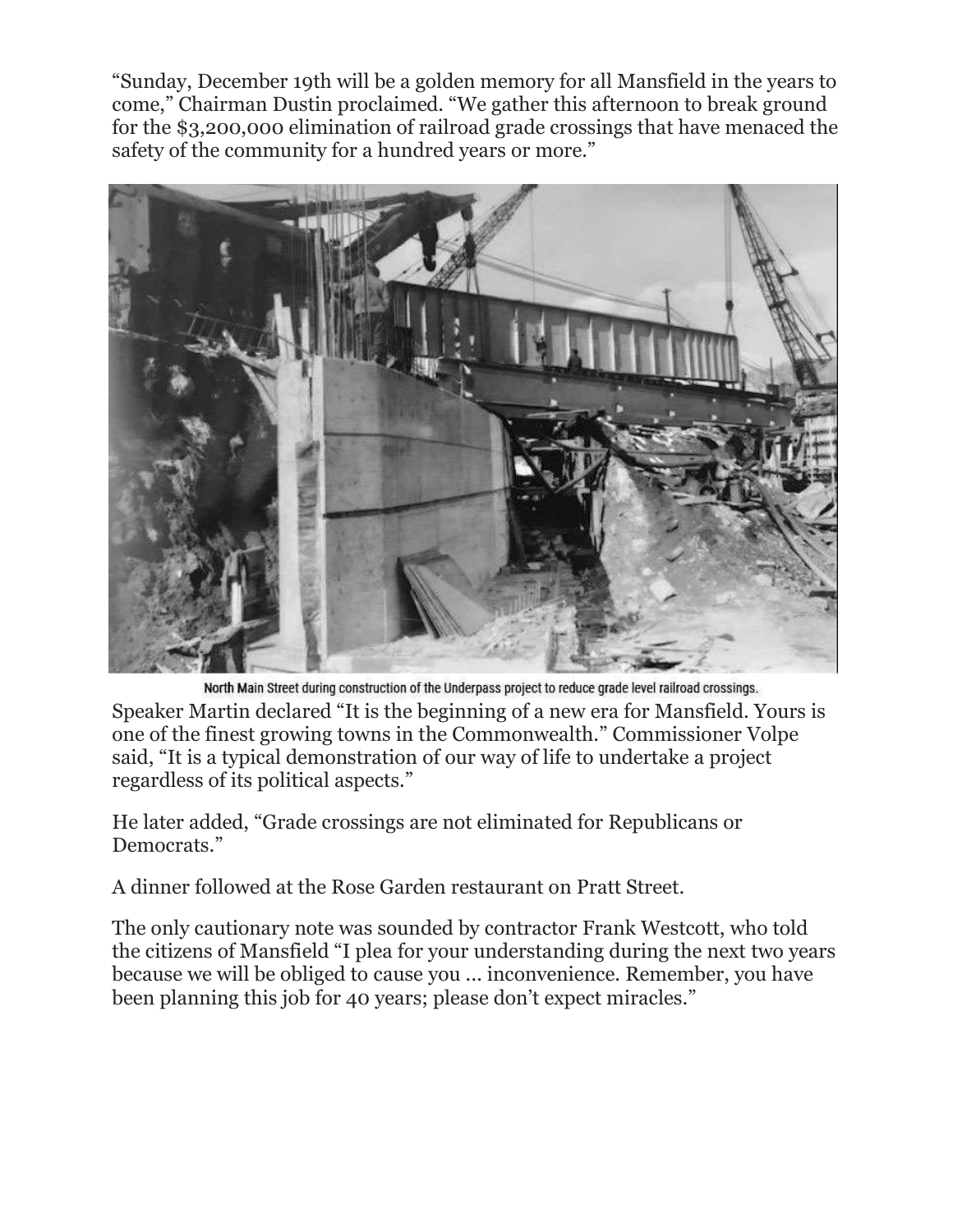"Sunday, December 19th will be a golden memory for all Mansfield in the years to come," Chairman Dustin proclaimed. "We gather this afternoon to break ground for the $3,200,000 elimination of railroad grade crossings that have menaced the safety of the community for a hundred years or more."

North Main Street during construction of the Underpass project to reduce grade level railroad crossings.

Speaker Martin declared "It is the beginning of a new era for Mansfield. Yours is one of the finest growing towns in the Commonwealth." Commissioner Volpe said, "It is a typical demonstration of our way of life to undertake a project regardless of its political aspects."

He later added, "Grade crossings are not eliminated for Republicans or Democrats."

A dinner followed at the Rose Garden restaurant on Pratt Street.

The only cautionary note was sounded by contractor Frank Westcott, who told the citizens of Mansfield "I plea for your understanding during the next two years because we will be obliged to cause you ... inconvenience. Remember, you have been planning this job for 40 years; please don't expect miracles."